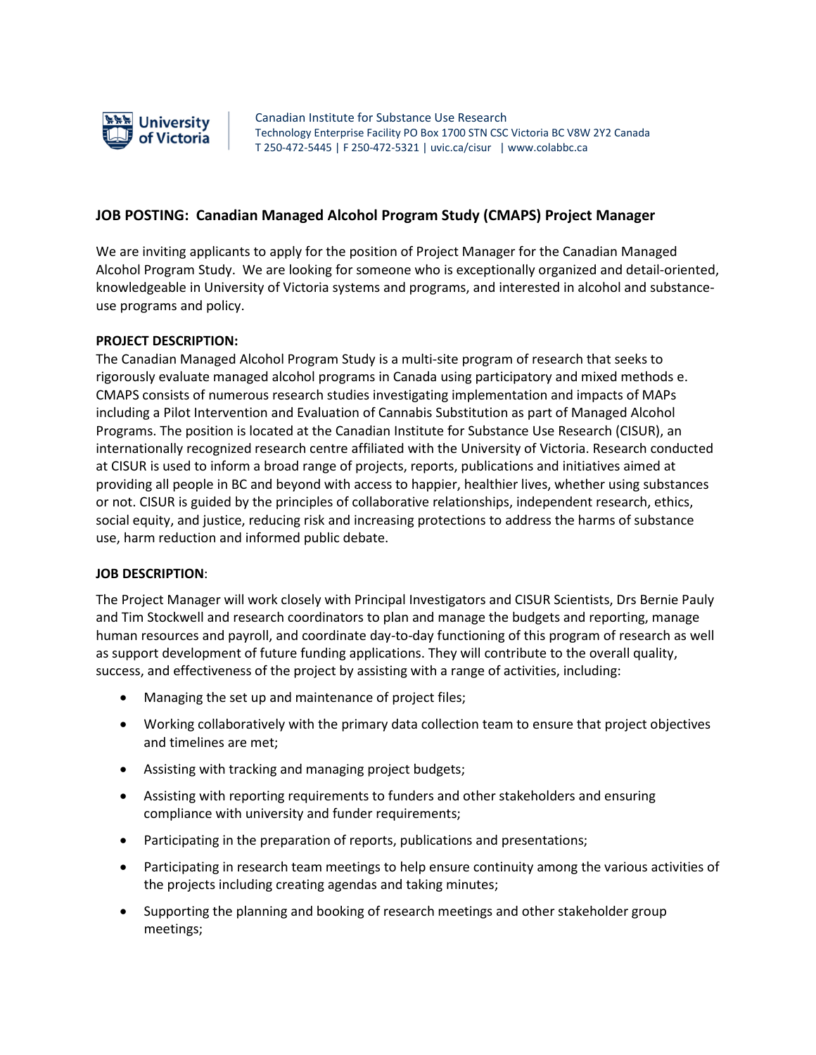University of Victoria

Canadian Institute for Substance Use Research
Technology Enterprise Facility PO Box 1700 STN CSC Victoria BC V8W 2Y2 Canada
T 250-472-5445 | F 250-472-5321 | uvic.ca/cisur | www.colabbc.ca

## JOB POSTING: Canadian Managed Alcohol Program Study (CMAPS) Project Manager

We are inviting applicants to apply for the position of Project Manager for the Canadian Managed Alcohol Program Study. We are looking for someone who is exceptionally organized and detail-oriented, knowledgeable in University of Victoria systems and programs, and interested in alcohol and substance-use programs and policy.

**PROJECT DESCRIPTION:**

The Canadian Managed Alcohol Program Study is a multi-site program of research that seeks to rigorously evaluate managed alcohol programs in Canada using participatory and mixed methods e. CMAPS consists of numerous research studies investigating implementation and impacts of MAPs including a Pilot Intervention and Evaluation of Cannabis Substitution as part of Managed Alcohol Programs. The position is located at the Canadian Institute for Substance Use Research (CISUR), an internationally recognized research centre affiliated with the University of Victoria. Research conducted at CISUR is used to inform a broad range of projects, reports, publications and initiatives aimed at providing all people in BC and beyond with access to happier, healthier lives, whether using substances or not. CISUR is guided by the principles of collaborative relationships, independent research, ethics, social equity, and justice, reducing risk and increasing protections to address the harms of substance use, harm reduction and informed public debate.

**JOB DESCRIPTION**:

The Project Manager will work closely with Principal Investigators and CISUR Scientists, Drs Bernie Pauly and Tim Stockwell and research coordinators to plan and manage the budgets and reporting, manage human resources and payroll, and coordinate day-to-day functioning of this program of research as well as support development of future funding applications. They will contribute to the overall quality, success, and effectiveness of the project by assisting with a range of activities, including:

- Managing the set up and maintenance of project files;
- Working collaboratively with the primary data collection team to ensure that project objectives and timelines are met;
- Assisting with tracking and managing project budgets;
- Assisting with reporting requirements to funders and other stakeholders and ensuring compliance with university and funder requirements;
- Participating in the preparation of reports, publications and presentations;
- Participating in research team meetings to help ensure continuity among the various activities of the projects including creating agendas and taking minutes;
- Supporting the planning and booking of research meetings and other stakeholder group meetings;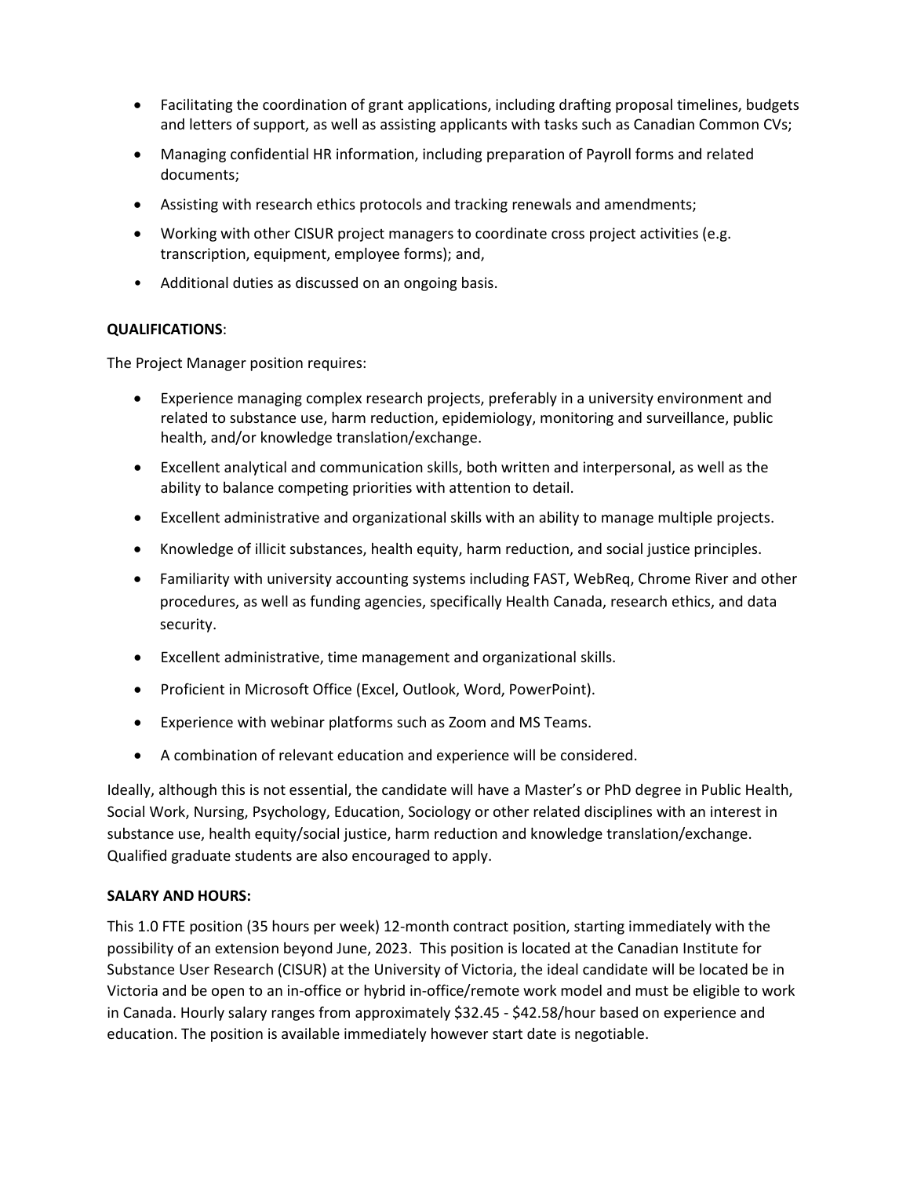- Facilitating the coordination of grant applications, including drafting proposal timelines, budgets and letters of support, as well as assisting applicants with tasks such as Canadian Common CVs;
- Managing confidential HR information, including preparation of Payroll forms and related documents;
- Assisting with research ethics protocols and tracking renewals and amendments;
- Working with other CISUR project managers to coordinate cross project activities (e.g. transcription, equipment, employee forms); and,
- Additional duties as discussed on an ongoing basis.

**QUALIFICATIONS**:

The Project Manager position requires:

- Experience managing complex research projects, preferably in a university environment and related to substance use, harm reduction, epidemiology, monitoring and surveillance, public health, and/or knowledge translation/exchange.
- Excellent analytical and communication skills, both written and interpersonal, as well as the ability to balance competing priorities with attention to detail.
- Excellent administrative and organizational skills with an ability to manage multiple projects.
- Knowledge of illicit substances, health equity, harm reduction, and social justice principles.
- Familiarity with university accounting systems including FAST, WebReq, Chrome River and other procedures, as well as funding agencies, specifically Health Canada, research ethics, and data security.
- Excellent administrative, time management and organizational skills.
- Proficient in Microsoft Office (Excel, Outlook, Word, PowerPoint).
- Experience with webinar platforms such as Zoom and MS Teams.
- A combination of relevant education and experience will be considered.

Ideally, although this is not essential, the candidate will have a Master's or PhD degree in Public Health, Social Work, Nursing, Psychology, Education, Sociology or other related disciplines with an interest in substance use, health equity/social justice, harm reduction and knowledge translation/exchange. Qualified graduate students are also encouraged to apply.

**SALARY AND HOURS:**

This 1.0 FTE position (35 hours per week) 12-month contract position, starting immediately with the possibility of an extension beyond June, 2023. This position is located at the Canadian Institute for Substance User Research (CISUR) at the University of Victoria, the ideal candidate will be located be in Victoria and be open to an in-office or hybrid in-office/remote work model and must be eligible to work in Canada. Hourly salary ranges from approximately $32.45 - $42.58/hour based on experience and education. The position is available immediately however start date is negotiable.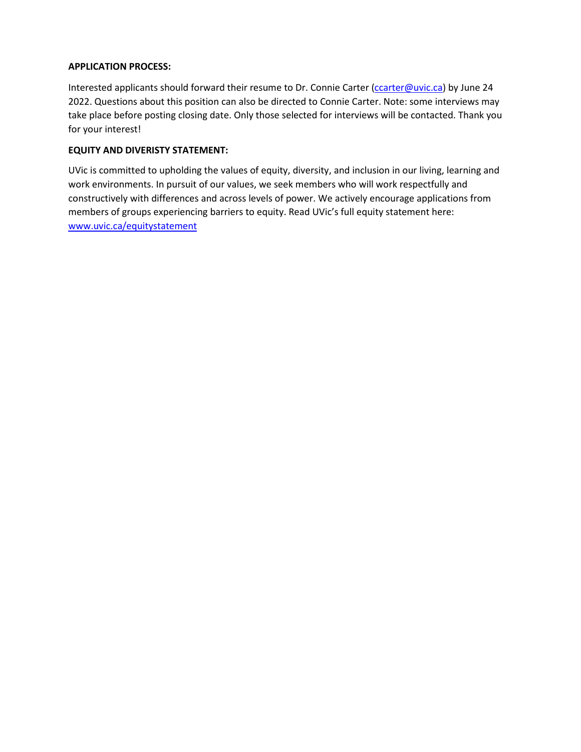**APPLICATION PROCESS:**

Interested applicants should forward their resume to Dr. Connie Carter (ccarter@uvic.ca) by June 24 2022. Questions about this position can also be directed to Connie Carter. Note: some interviews may take place before posting closing date. Only those selected for interviews will be contacted. Thank you for your interest!

**EQUITY AND DIVERISTY STATEMENT:**

UVic is committed to upholding the values of equity, diversity, and inclusion in our living, learning and work environments. In pursuit of our values, we seek members who will work respectfully and constructively with differences and across levels of power. We actively encourage applications from members of groups experiencing barriers to equity. Read UVic's full equity statement here: www.uvic.ca/equitystatement